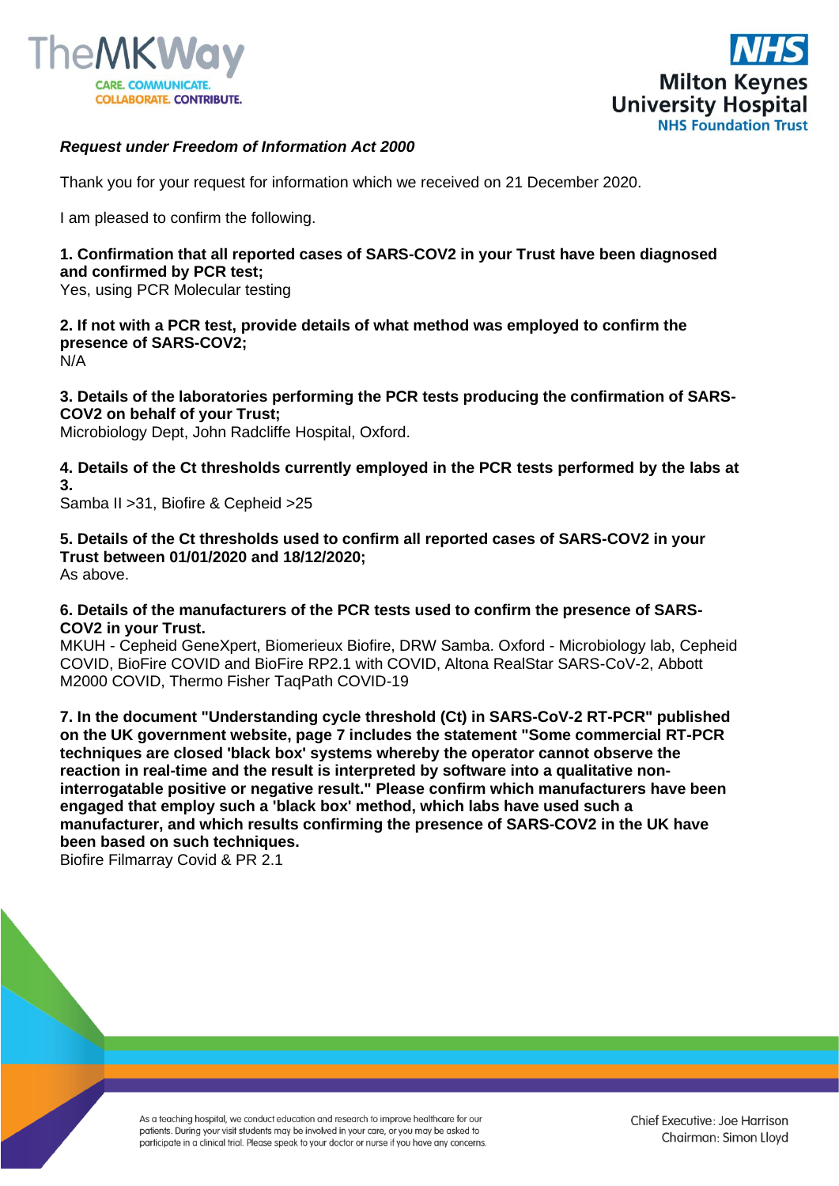*Request under Freedom of Information Act 2000*

Thank you for your request for information which we received on 21 December 2020.

I am pleased to confirm the following.

**1. Confirmation that all reported cases of SARS-COV2 in your Trust have been diagnosed and confirmed by PCR test;**
Yes, using PCR Molecular testing

**2. If not with a PCR test, provide details of what method was employed to confirm the presence of SARS-COV2;**
N/A

**3. Details of the laboratories performing the PCR tests producing the confirmation of SARS-COV2 on behalf of your Trust;**
Microbiology Dept, John Radcliffe Hospital, Oxford.

**4. Details of the Ct thresholds currently employed in the PCR tests performed by the labs at 3.**
Samba II >31, Biofire & Cepheid >25

**5. Details of the Ct thresholds used to confirm all reported cases of SARS-COV2 in your Trust between 01/01/2020 and 18/12/2020;**
As above.

**6. Details of the manufacturers of the PCR tests used to confirm the presence of SARS-COV2 in your Trust.**
MKUH - Cepheid GeneXpert, Biomerieux Biofire, DRW Samba. Oxford - Microbiology lab, Cepheid COVID, BioFire COVID and BioFire RP2.1 with COVID, Altona RealStar SARS-CoV-2, Abbott M2000 COVID, Thermo Fisher TaqPath COVID-19

**7. In the document "Understanding cycle threshold (Ct) in SARS-CoV-2 RT-PCR" published on the UK government website, page 7 includes the statement "Some commercial RT-PCR techniques are closed 'black box' systems whereby the operator cannot observe the reaction in real-time and the result is interpreted by software into a qualitative non-interrogatable positive or negative result." Please confirm which manufacturers have been engaged that employ such a 'black box' method, which labs have used such a manufacturer, and which results confirming the presence of SARS-COV2 in the UK have been based on such techniques.**
Biofire Filmarray Covid & PR 2.1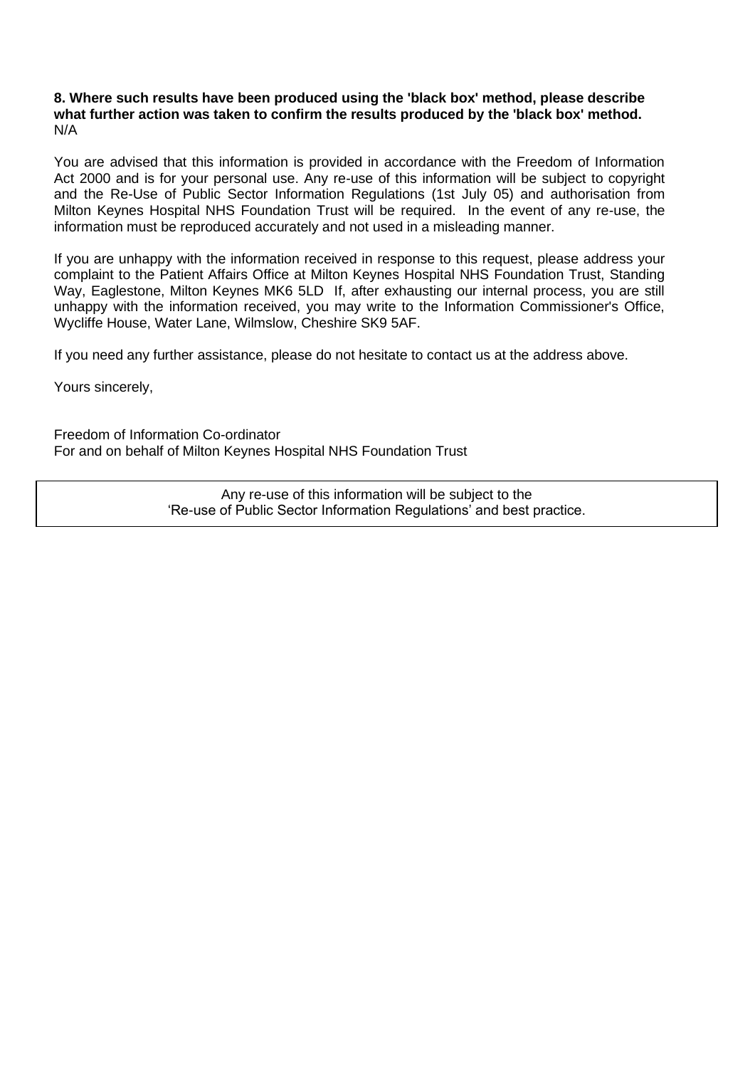**8. Where such results have been produced using the 'black box' method, please describe what further action was taken to confirm the results produced by the 'black box' method.**
N/A

You are advised that this information is provided in accordance with the Freedom of Information Act 2000 and is for your personal use. Any re-use of this information will be subject to copyright and the Re-Use of Public Sector Information Regulations (1st July 05) and authorisation from Milton Keynes Hospital NHS Foundation Trust will be required. In the event of any re-use, the information must be reproduced accurately and not used in a misleading manner.

If you are unhappy with the information received in response to this request, please address your complaint to the Patient Affairs Office at Milton Keynes Hospital NHS Foundation Trust, Standing Way, Eaglestone, Milton Keynes MK6 5LD If, after exhausting our internal process, you are still unhappy with the information received, you may write to the Information Commissioner's Office, Wycliffe House, Water Lane, Wilmslow, Cheshire SK9 5AF.

If you need any further assistance, please do not hesitate to contact us at the address above.

Yours sincerely,

Freedom of Information Co-ordinator
For and on behalf of Milton Keynes Hospital NHS Foundation Trust

Any re-use of this information will be subject to the
'Re-use of Public Sector Information Regulations' and best practice.